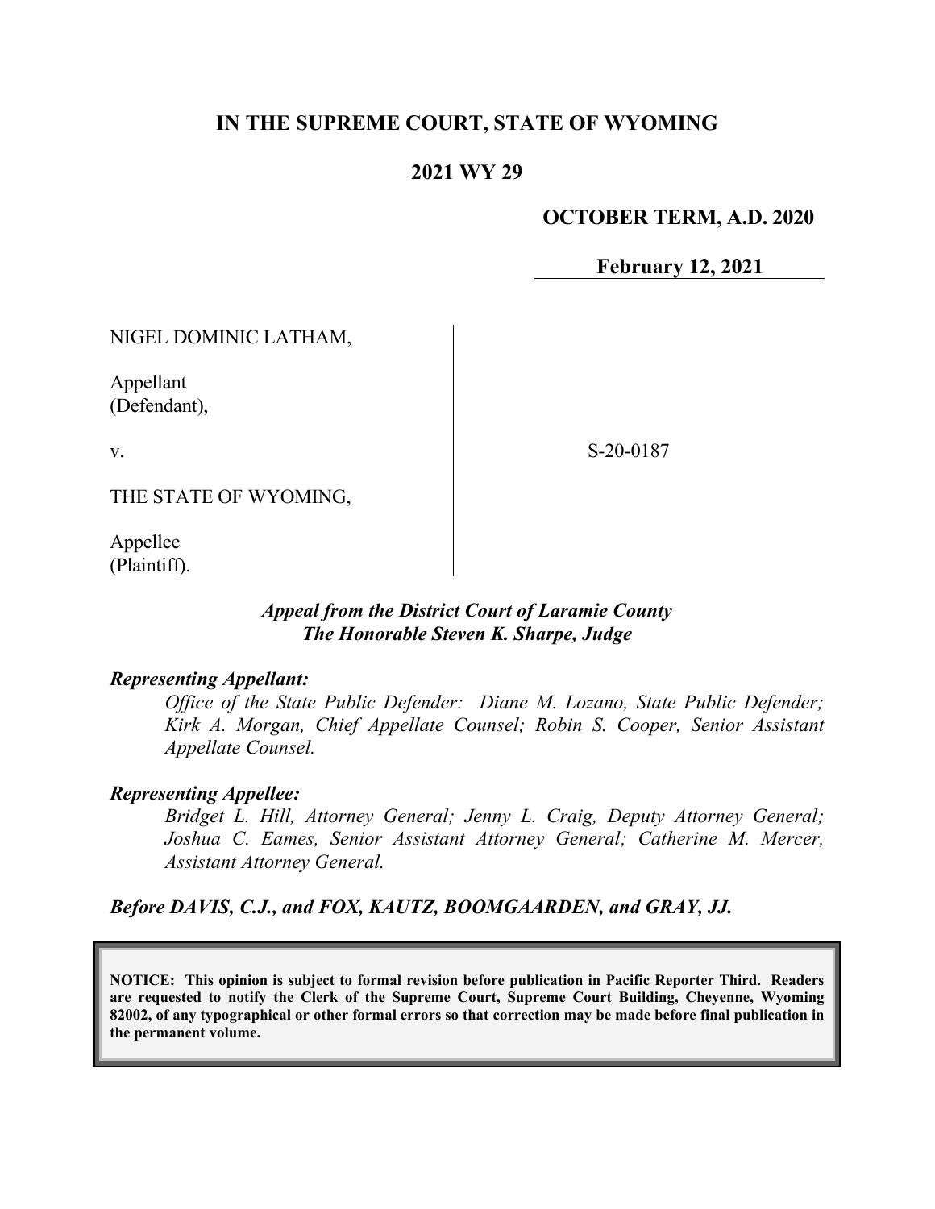# IN THE SUPREME COURT, STATE OF WYOMING

## 2021 WY 29

**OCTOBER TERM, A.D. 2020**

**February 12, 2021**

NIGEL DOMINIC LATHAM,

Appellant
(Defendant),

v.

THE STATE OF WYOMING,

Appellee
(Plaintiff).

S-20-0187

***Appeal from the District Court of Laramie County***
***The Honorable Steven K. Sharpe, Judge***

***Representing Appellant:***

*Office of the State Public Defender: Diane M. Lozano, State Public Defender; Kirk A. Morgan, Chief Appellate Counsel; Robin S. Cooper, Senior Assistant Appellate Counsel.*

***Representing Appellee:***

*Bridget L. Hill, Attorney General; Jenny L. Craig, Deputy Attorney General; Joshua C. Eames, Senior Assistant Attorney General; Catherine M. Mercer, Assistant Attorney General.*

***Before DAVIS, C.J., and FOX, KAUTZ, BOOMGAARDEN, and GRAY, JJ.***

**NOTICE: This opinion is subject to formal revision before publication in Pacific Reporter Third. Readers are requested to notify the Clerk of the Supreme Court, Supreme Court Building, Cheyenne, Wyoming 82002, of any typographical or other formal errors so that correction may be made before final publication in the permanent volume.**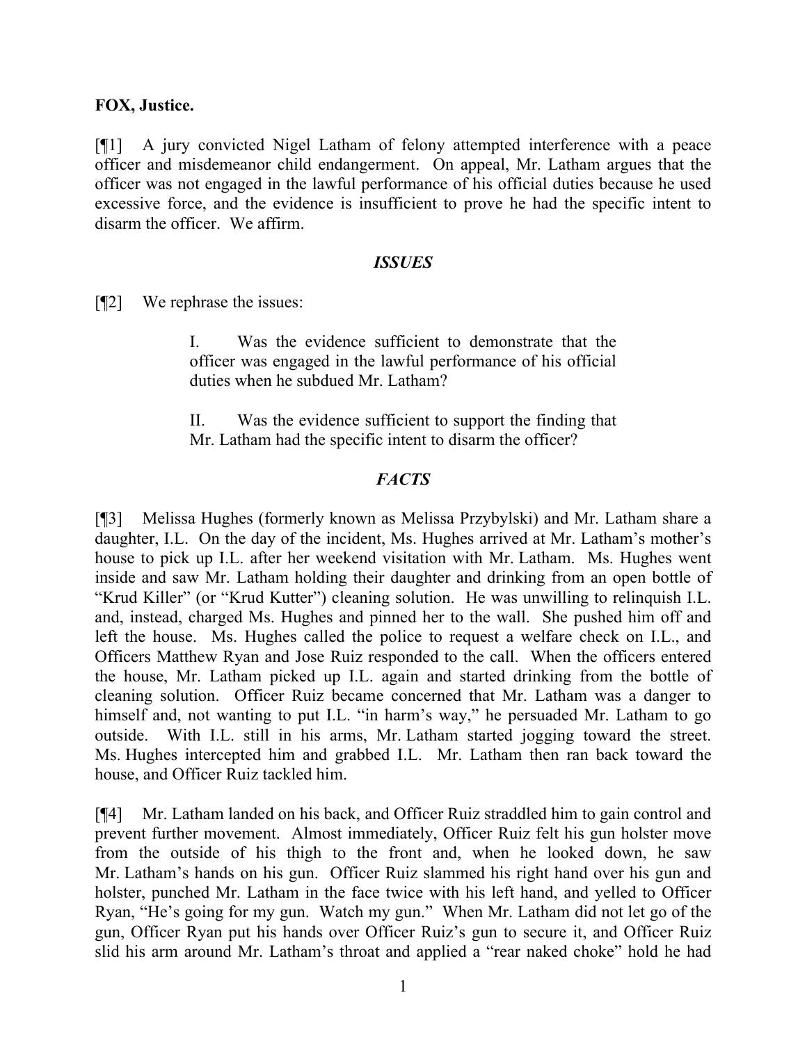**FOX, Justice.**

[¶1] A jury convicted Nigel Latham of felony attempted interference with a peace officer and misdemeanor child endangerment. On appeal, Mr. Latham argues that the officer was not engaged in the lawful performance of his official duties because he used excessive force, and the evidence is insufficient to prove he had the specific intent to disarm the officer. We affirm.

## *ISSUES*

[¶2] We rephrase the issues:

> I. Was the evidence sufficient to demonstrate that the officer was engaged in the lawful performance of his official duties when he subdued Mr. Latham?
>
> II. Was the evidence sufficient to support the finding that Mr. Latham had the specific intent to disarm the officer?

## *FACTS*

[¶3] Melissa Hughes (formerly known as Melissa Przybylski) and Mr. Latham share a daughter, I.L. On the day of the incident, Ms. Hughes arrived at Mr. Latham's mother's house to pick up I.L. after her weekend visitation with Mr. Latham. Ms. Hughes went inside and saw Mr. Latham holding their daughter and drinking from an open bottle of "Krud Killer" (or "Krud Kutter") cleaning solution. He was unwilling to relinquish I.L. and, instead, charged Ms. Hughes and pinned her to the wall. She pushed him off and left the house. Ms. Hughes called the police to request a welfare check on I.L., and Officers Matthew Ryan and Jose Ruiz responded to the call. When the officers entered the house, Mr. Latham picked up I.L. again and started drinking from the bottle of cleaning solution. Officer Ruiz became concerned that Mr. Latham was a danger to himself and, not wanting to put I.L. "in harm's way," he persuaded Mr. Latham to go outside. With I.L. still in his arms, Mr. Latham started jogging toward the street. Ms. Hughes intercepted him and grabbed I.L. Mr. Latham then ran back toward the house, and Officer Ruiz tackled him.

[¶4] Mr. Latham landed on his back, and Officer Ruiz straddled him to gain control and prevent further movement. Almost immediately, Officer Ruiz felt his gun holster move from the outside of his thigh to the front and, when he looked down, he saw Mr. Latham's hands on his gun. Officer Ruiz slammed his right hand over his gun and holster, punched Mr. Latham in the face twice with his left hand, and yelled to Officer Ryan, "He's going for my gun. Watch my gun." When Mr. Latham did not let go of the gun, Officer Ryan put his hands over Officer Ruiz's gun to secure it, and Officer Ruiz slid his arm around Mr. Latham's throat and applied a "rear naked choke" hold he had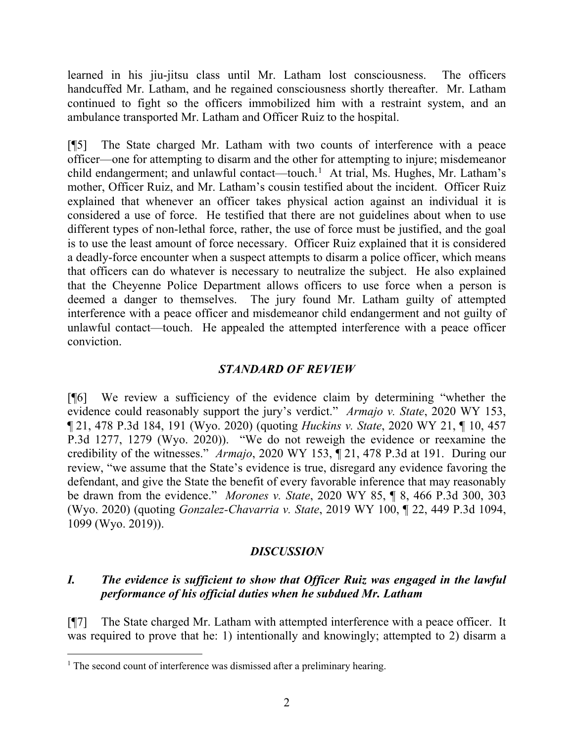learned in his jiu-jitsu class until Mr. Latham lost consciousness. The officers handcuffed Mr. Latham, and he regained consciousness shortly thereafter. Mr. Latham continued to fight so the officers immobilized him with a restraint system, and an ambulance transported Mr. Latham and Officer Ruiz to the hospital.

[¶5] The State charged Mr. Latham with two counts of interference with a peace officer—one for attempting to disarm and the other for attempting to injure; misdemeanor child endangerment; and unlawful contact—touch.[1] At trial, Ms. Hughes, Mr. Latham's mother, Officer Ruiz, and Mr. Latham's cousin testified about the incident. Officer Ruiz explained that whenever an officer takes physical action against an individual it is considered a use of force. He testified that there are not guidelines about when to use different types of non-lethal force, rather, the use of force must be justified, and the goal is to use the least amount of force necessary. Officer Ruiz explained that it is considered a deadly-force encounter when a suspect attempts to disarm a police officer, which means that officers can do whatever is necessary to neutralize the subject. He also explained that the Cheyenne Police Department allows officers to use force when a person is deemed a danger to themselves. The jury found Mr. Latham guilty of attempted interference with a peace officer and misdemeanor child endangerment and not guilty of unlawful contact—touch. He appealed the attempted interference with a peace officer conviction.

## *STANDARD OF REVIEW*

[¶6] We review a sufficiency of the evidence claim by determining "whether the evidence could reasonably support the jury's verdict." *Armajo v. State*, 2020 WY 153, ¶ 21, 478 P.3d 184, 191 (Wyo. 2020) (quoting *Huckins v. State*, 2020 WY 21, ¶ 10, 457 P.3d 1277, 1279 (Wyo. 2020)). "We do not reweigh the evidence or reexamine the credibility of the witnesses." *Armajo*, 2020 WY 153, ¶ 21, 478 P.3d at 191. During our review, "we assume that the State's evidence is true, disregard any evidence favoring the defendant, and give the State the benefit of every favorable inference that may reasonably be drawn from the evidence." *Morones v. State*, 2020 WY 85, ¶ 8, 466 P.3d 300, 303 (Wyo. 2020) (quoting *Gonzalez-Chavarria v. State*, 2019 WY 100, ¶ 22, 449 P.3d 1094, 1099 (Wyo. 2019)).

## *DISCUSSION*

### *I. The evidence is sufficient to show that Officer Ruiz was engaged in the lawful performance of his official duties when he subdued Mr. Latham*

[¶7] The State charged Mr. Latham with attempted interference with a peace officer. It was required to prove that he: 1) intentionally and knowingly; attempted to 2) disarm a

---

[1] The second count of interference was dismissed after a preliminary hearing.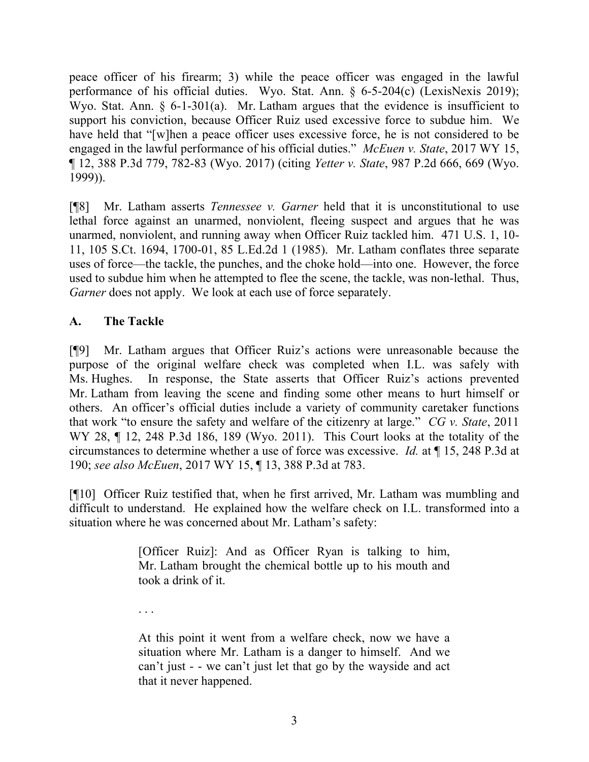peace officer of his firearm; 3) while the peace officer was engaged in the lawful performance of his official duties. Wyo. Stat. Ann. § 6-5-204(c) (LexisNexis 2019); Wyo. Stat. Ann. § 6-1-301(a). Mr. Latham argues that the evidence is insufficient to support his conviction, because Officer Ruiz used excessive force to subdue him. We have held that "[w]hen a peace officer uses excessive force, he is not considered to be engaged in the lawful performance of his official duties." *McEuen v. State*, 2017 WY 15, ¶ 12, 388 P.3d 779, 782-83 (Wyo. 2017) (citing *Yetter v. State*, 987 P.2d 666, 669 (Wyo. 1999)).

[¶8] Mr. Latham asserts *Tennessee v. Garner* held that it is unconstitutional to use lethal force against an unarmed, nonviolent, fleeing suspect and argues that he was unarmed, nonviolent, and running away when Officer Ruiz tackled him. 471 U.S. 1, 10-11, 105 S.Ct. 1694, 1700-01, 85 L.Ed.2d 1 (1985). Mr. Latham conflates three separate uses of force—the tackle, the punches, and the choke hold—into one. However, the force used to subdue him when he attempted to flee the scene, the tackle, was non-lethal. Thus, *Garner* does not apply. We look at each use of force separately.

## A. The Tackle

[¶9] Mr. Latham argues that Officer Ruiz's actions were unreasonable because the purpose of the original welfare check was completed when I.L. was safely with Ms. Hughes. In response, the State asserts that Officer Ruiz's actions prevented Mr. Latham from leaving the scene and finding some other means to hurt himself or others. An officer's official duties include a variety of community caretaker functions that work "to ensure the safety and welfare of the citizenry at large." *CG v. State*, 2011 WY 28, ¶ 12, 248 P.3d 186, 189 (Wyo. 2011). This Court looks at the totality of the circumstances to determine whether a use of force was excessive. *Id.* at ¶ 15, 248 P.3d at 190; *see also McEuen*, 2017 WY 15, ¶ 13, 388 P.3d at 783.

[¶10] Officer Ruiz testified that, when he first arrived, Mr. Latham was mumbling and difficult to understand. He explained how the welfare check on I.L. transformed into a situation where he was concerned about Mr. Latham's safety:

> [Officer Ruiz]: And as Officer Ryan is talking to him, Mr. Latham brought the chemical bottle up to his mouth and took a drink of it.
>
> . . .
>
> At this point it went from a welfare check, now we have a situation where Mr. Latham is a danger to himself. And we can't just - - we can't just let that go by the wayside and act that it never happened.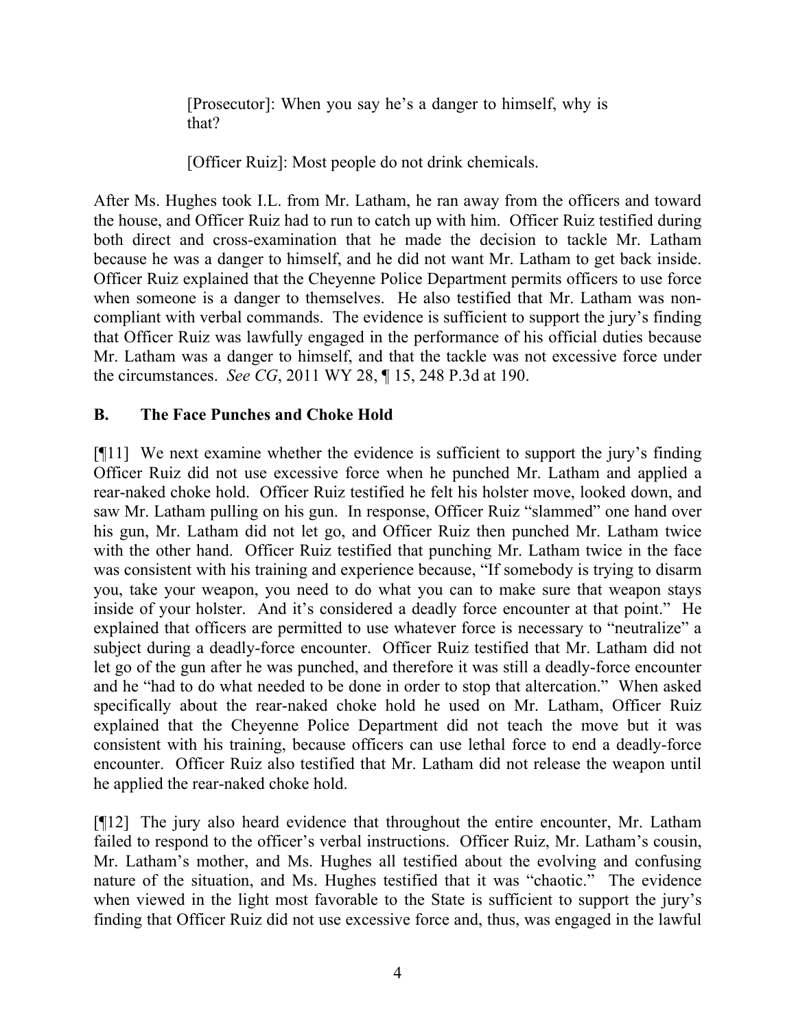> [Prosecutor]: When you say he's a danger to himself, why is that?
>
> [Officer Ruiz]: Most people do not drink chemicals.

After Ms. Hughes took I.L. from Mr. Latham, he ran away from the officers and toward the house, and Officer Ruiz had to run to catch up with him. Officer Ruiz testified during both direct and cross-examination that he made the decision to tackle Mr. Latham because he was a danger to himself, and he did not want Mr. Latham to get back inside. Officer Ruiz explained that the Cheyenne Police Department permits officers to use force when someone is a danger to themselves. He also testified that Mr. Latham was non-compliant with verbal commands. The evidence is sufficient to support the jury's finding that Officer Ruiz was lawfully engaged in the performance of his official duties because Mr. Latham was a danger to himself, and that the tackle was not excessive force under the circumstances. *See CG*, 2011 WY 28, ¶ 15, 248 P.3d at 190.

## B. The Face Punches and Choke Hold

[¶11] We next examine whether the evidence is sufficient to support the jury's finding Officer Ruiz did not use excessive force when he punched Mr. Latham and applied a rear-naked choke hold. Officer Ruiz testified he felt his holster move, looked down, and saw Mr. Latham pulling on his gun. In response, Officer Ruiz "slammed" one hand over his gun, Mr. Latham did not let go, and Officer Ruiz then punched Mr. Latham twice with the other hand. Officer Ruiz testified that punching Mr. Latham twice in the face was consistent with his training and experience because, "If somebody is trying to disarm you, take your weapon, you need to do what you can to make sure that weapon stays inside of your holster. And it's considered a deadly force encounter at that point." He explained that officers are permitted to use whatever force is necessary to "neutralize" a subject during a deadly-force encounter. Officer Ruiz testified that Mr. Latham did not let go of the gun after he was punched, and therefore it was still a deadly-force encounter and he "had to do what needed to be done in order to stop that altercation." When asked specifically about the rear-naked choke hold he used on Mr. Latham, Officer Ruiz explained that the Cheyenne Police Department did not teach the move but it was consistent with his training, because officers can use lethal force to end a deadly-force encounter. Officer Ruiz also testified that Mr. Latham did not release the weapon until he applied the rear-naked choke hold.

[¶12] The jury also heard evidence that throughout the entire encounter, Mr. Latham failed to respond to the officer's verbal instructions. Officer Ruiz, Mr. Latham's cousin, Mr. Latham's mother, and Ms. Hughes all testified about the evolving and confusing nature of the situation, and Ms. Hughes testified that it was "chaotic." The evidence when viewed in the light most favorable to the State is sufficient to support the jury's finding that Officer Ruiz did not use excessive force and, thus, was engaged in the lawful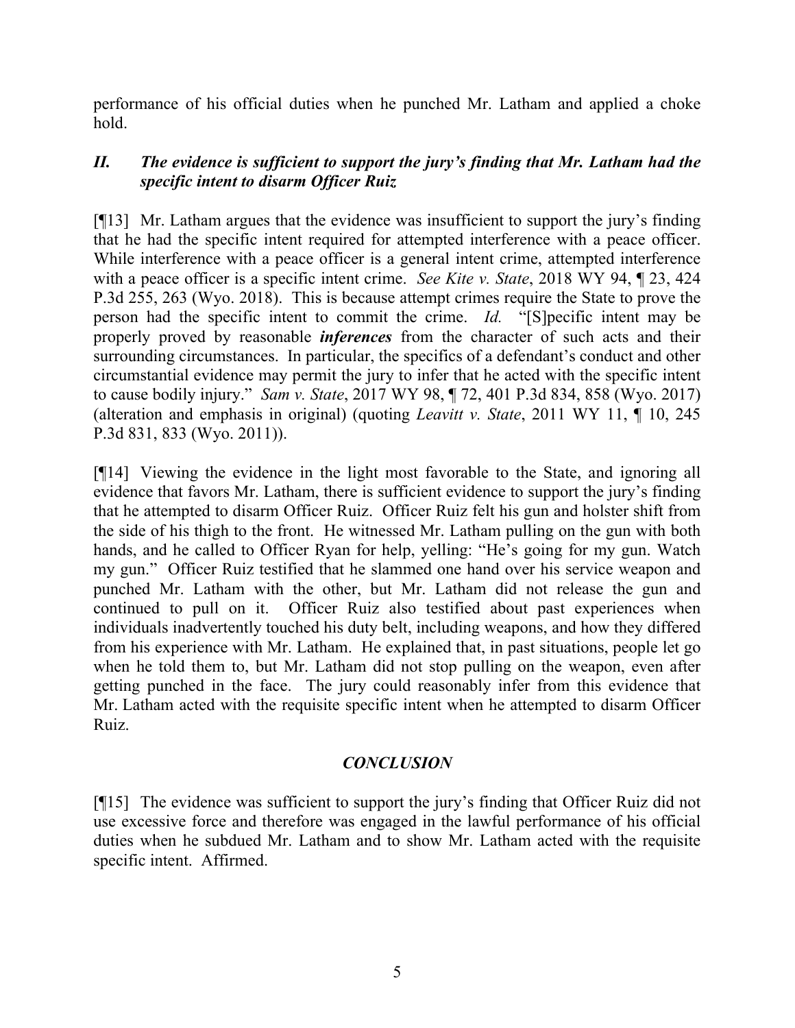performance of his official duties when he punched Mr. Latham and applied a choke hold.

## *II. The evidence is sufficient to support the jury's finding that Mr. Latham had the specific intent to disarm Officer Ruiz*

[¶13] Mr. Latham argues that the evidence was insufficient to support the jury's finding that he had the specific intent required for attempted interference with a peace officer. While interference with a peace officer is a general intent crime, attempted interference with a peace officer is a specific intent crime. *See Kite v. State*, 2018 WY 94, ¶ 23, 424 P.3d 255, 263 (Wyo. 2018). This is because attempt crimes require the State to prove the person had the specific intent to commit the crime. *Id.* "[S]pecific intent may be properly proved by reasonable ***inferences*** from the character of such acts and their surrounding circumstances. In particular, the specifics of a defendant's conduct and other circumstantial evidence may permit the jury to infer that he acted with the specific intent to cause bodily injury." *Sam v. State*, 2017 WY 98, ¶ 72, 401 P.3d 834, 858 (Wyo. 2017) (alteration and emphasis in original) (quoting *Leavitt v. State*, 2011 WY 11, ¶ 10, 245 P.3d 831, 833 (Wyo. 2011)).

[¶14] Viewing the evidence in the light most favorable to the State, and ignoring all evidence that favors Mr. Latham, there is sufficient evidence to support the jury's finding that he attempted to disarm Officer Ruiz. Officer Ruiz felt his gun and holster shift from the side of his thigh to the front. He witnessed Mr. Latham pulling on the gun with both hands, and he called to Officer Ryan for help, yelling: "He's going for my gun. Watch my gun." Officer Ruiz testified that he slammed one hand over his service weapon and punched Mr. Latham with the other, but Mr. Latham did not release the gun and continued to pull on it. Officer Ruiz also testified about past experiences when individuals inadvertently touched his duty belt, including weapons, and how they differed from his experience with Mr. Latham. He explained that, in past situations, people let go when he told them to, but Mr. Latham did not stop pulling on the weapon, even after getting punched in the face. The jury could reasonably infer from this evidence that Mr. Latham acted with the requisite specific intent when he attempted to disarm Officer Ruiz.

## *CONCLUSION*

[¶15] The evidence was sufficient to support the jury's finding that Officer Ruiz did not use excessive force and therefore was engaged in the lawful performance of his official duties when he subdued Mr. Latham and to show Mr. Latham acted with the requisite specific intent. Affirmed.